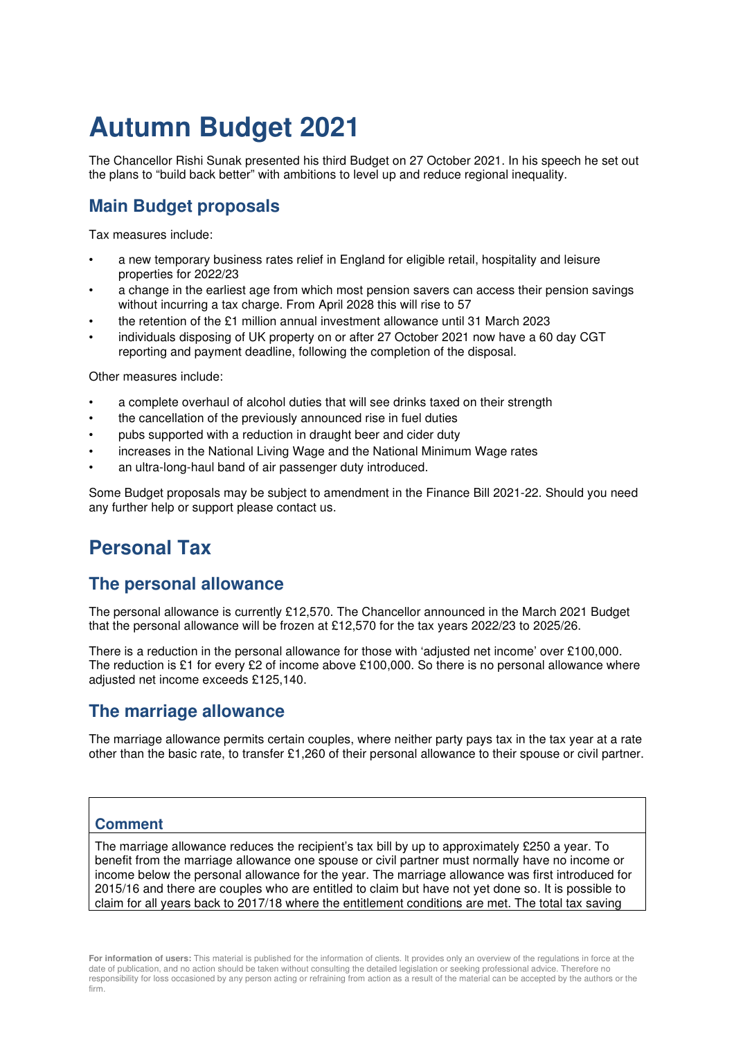# Autumn Budget 2021

The Chancellor Rishi Sunak presented his third Budget on 27 October 2021. In his speech he set out the plans to "build back better" with ambitions to level up and reduce regional inequality.

## Main Budget proposals

Tax measures include:

- a new temporary business rates relief in England for eligible retail, hospitality and leisure properties for 2022/23
- a change in the earliest age from which most pension savers can access their pension savings without incurring a tax charge. From April 2028 this will rise to 57
- the retention of the £1 million annual investment allowance until 31 March 2023
- individuals disposing of UK property on or after 27 October 2021 now have a 60 day CGT reporting and payment deadline, following the completion of the disposal.

Other measures include:

- a complete overhaul of alcohol duties that will see drinks taxed on their strength
- the cancellation of the previously announced rise in fuel duties
- pubs supported with a reduction in draught beer and cider duty
- increases in the National Living Wage and the National Minimum Wage rates
- an ultra-long-haul band of air passenger duty introduced.

Some Budget proposals may be subject to amendment in the Finance Bill 2021-22. Should you need any further help or support please contact us.

# Personal Tax

## The personal allowance

The personal allowance is currently £12,570. The Chancellor announced in the March 2021 Budget that the personal allowance will be frozen at £12,570 for the tax years 2022/23 to 2025/26.

There is a reduction in the personal allowance for those with 'adjusted net income' over £100,000. The reduction is £1 for every £2 of income above £100,000. So there is no personal allowance where adjusted net income exceeds £125,140.

## The marriage allowance

The marriage allowance permits certain couples, where neither party pays tax in the tax year at a rate other than the basic rate, to transfer £1,260 of their personal allowance to their spouse or civil partner.

### Comment

The marriage allowance reduces the recipient's tax bill by up to approximately £250 a year. To benefit from the marriage allowance one spouse or civil partner must normally have no income or income below the personal allowance for the year. The marriage allowance was first introduced for 2015/16 and there are couples who are entitled to claim but have not yet done so. It is possible to claim for all years back to 2017/18 where the entitlement conditions are met. The total tax saving

**For information of users:** This material is published for the information of clients. It provides only an overview of the regulations in force at the date of publication, and no action should be taken without consulting the detailed legislation or seeking professional advice. Therefore no responsibility for loss occasioned by any person acting or refraining from action as a result of the material can be accepted by the authors or the firm.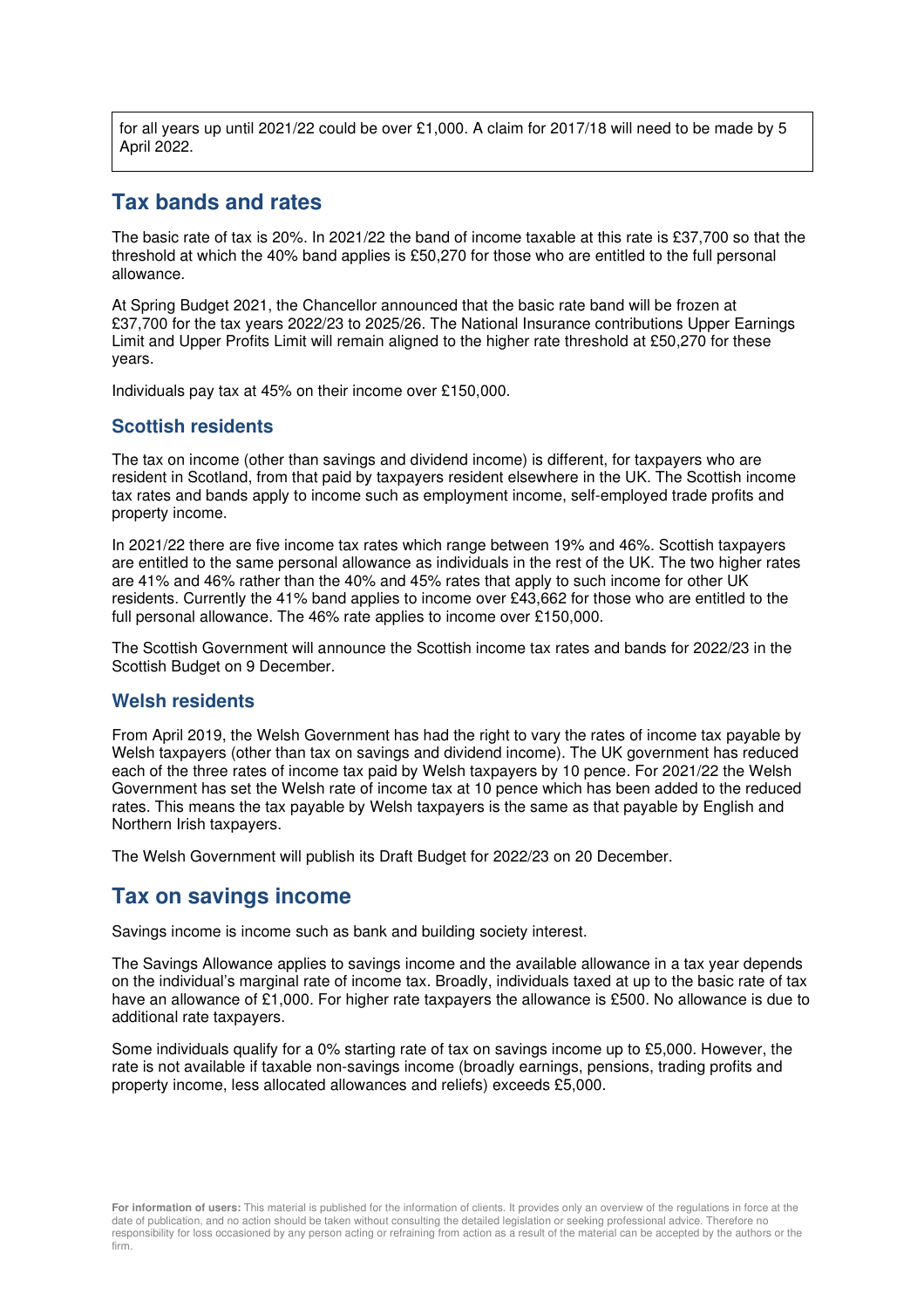for all years up until 2021/22 could be over £1,000. A claim for 2017/18 will need to be made by 5 April 2022.

## Tax bands and rates

The basic rate of tax is 20%. In 2021/22 the band of income taxable at this rate is £37,700 so that the threshold at which the 40% band applies is £50,270 for those who are entitled to the full personal allowance.

At Spring Budget 2021, the Chancellor announced that the basic rate band will be frozen at £37,700 for the tax years 2022/23 to 2025/26. The National Insurance contributions Upper Earnings Limit and Upper Profits Limit will remain aligned to the higher rate threshold at £50,270 for these years.

Individuals pay tax at 45% on their income over £150,000.

### Scottish residents

The tax on income (other than savings and dividend income) is different, for taxpayers who are resident in Scotland, from that paid by taxpayers resident elsewhere in the UK. The Scottish income tax rates and bands apply to income such as employment income, self-employed trade profits and property income.

In 2021/22 there are five income tax rates which range between 19% and 46%. Scottish taxpayers are entitled to the same personal allowance as individuals in the rest of the UK. The two higher rates are 41% and 46% rather than the 40% and 45% rates that apply to such income for other UK residents. Currently the 41% band applies to income over £43,662 for those who are entitled to the full personal allowance. The 46% rate applies to income over £150,000.

The Scottish Government will announce the Scottish income tax rates and bands for 2022/23 in the Scottish Budget on 9 December.

### Welsh residents

From April 2019, the Welsh Government has had the right to vary the rates of income tax payable by Welsh taxpayers (other than tax on savings and dividend income). The UK government has reduced each of the three rates of income tax paid by Welsh taxpayers by 10 pence. For 2021/22 the Welsh Government has set the Welsh rate of income tax at 10 pence which has been added to the reduced rates. This means the tax payable by Welsh taxpayers is the same as that payable by English and Northern Irish taxpayers.

The Welsh Government will publish its Draft Budget for 2022/23 on 20 December.

## Tax on savings income

Savings income is income such as bank and building society interest.

The Savings Allowance applies to savings income and the available allowance in a tax year depends on the individual's marginal rate of income tax. Broadly, individuals taxed at up to the basic rate of tax have an allowance of £1,000. For higher rate taxpayers the allowance is £500. No allowance is due to additional rate taxpayers.

Some individuals qualify for a 0% starting rate of tax on savings income up to £5,000. However, the rate is not available if taxable non-savings income (broadly earnings, pensions, trading profits and property income, less allocated allowances and reliefs) exceeds £5,000.

**For information of users:** This material is published for the information of clients. It provides only an overview of the regulations in force at the date of publication, and no action should be taken without consulting the detailed legislation or seeking professional advice. Therefore no responsibility for loss occasioned by any person acting or refraining from action as a result of the material can be accepted by the authors or the firm.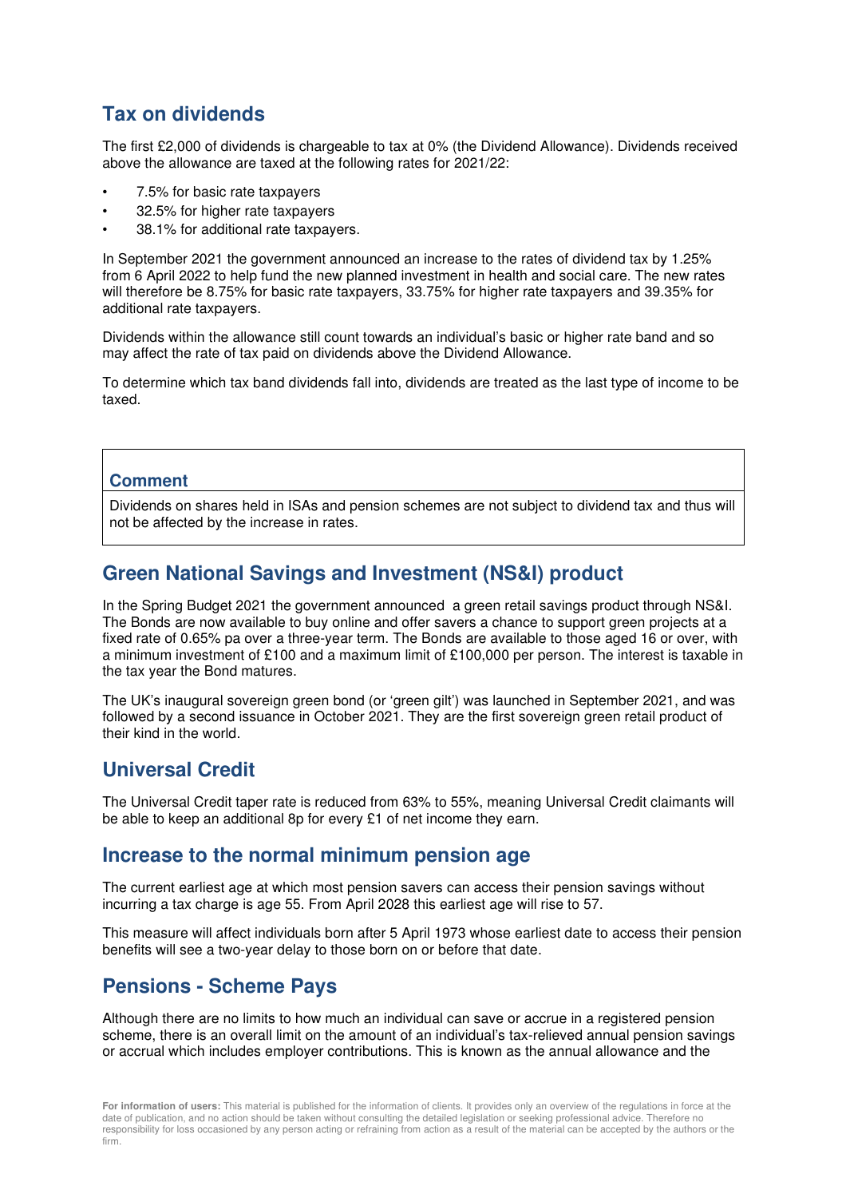## Tax on dividends

The first £2,000 of dividends is chargeable to tax at 0% (the Dividend Allowance). Dividends received above the allowance are taxed at the following rates for 2021/22:

- 7.5% for basic rate taxpayers
- 32.5% for higher rate taxpayers
- 38.1% for additional rate taxpayers.

In September 2021 the government announced an increase to the rates of dividend tax by 1.25% from 6 April 2022 to help fund the new planned investment in health and social care. The new rates will therefore be 8.75% for basic rate taxpayers, 33.75% for higher rate taxpayers and 39.35% for additional rate taxpayers.

Dividends within the allowance still count towards an individual's basic or higher rate band and so may affect the rate of tax paid on dividends above the Dividend Allowance.

To determine which tax band dividends fall into, dividends are treated as the last type of income to be taxed.

> **Comment**
>
> Dividends on shares held in ISAs and pension schemes are not subject to dividend tax and thus will not be affected by the increase in rates.

## Green National Savings and Investment (NS&I) product

In the Spring Budget 2021 the government announced a green retail savings product through NS&I. The Bonds are now available to buy online and offer savers a chance to support green projects at a fixed rate of 0.65% pa over a three-year term. The Bonds are available to those aged 16 or over, with a minimum investment of £100 and a maximum limit of £100,000 per person. The interest is taxable in the tax year the Bond matures.

The UK's inaugural sovereign green bond (or 'green gilt') was launched in September 2021, and was followed by a second issuance in October 2021. They are the first sovereign green retail product of their kind in the world.

## Universal Credit

The Universal Credit taper rate is reduced from 63% to 55%, meaning Universal Credit claimants will be able to keep an additional 8p for every £1 of net income they earn.

## Increase to the normal minimum pension age

The current earliest age at which most pension savers can access their pension savings without incurring a tax charge is age 55. From April 2028 this earliest age will rise to 57.

This measure will affect individuals born after 5 April 1973 whose earliest date to access their pension benefits will see a two-year delay to those born on or before that date.

## Pensions - Scheme Pays

Although there are no limits to how much an individual can save or accrue in a registered pension scheme, there is an overall limit on the amount of an individual's tax-relieved annual pension savings or accrual which includes employer contributions. This is known as the annual allowance and the

**For information of users:** This material is published for the information of clients. It provides only an overview of the regulations in force at the date of publication, and no action should be taken without consulting the detailed legislation or seeking professional advice. Therefore no responsibility for loss occasioned by any person acting or refraining from action as a result of the material can be accepted by the authors or the firm.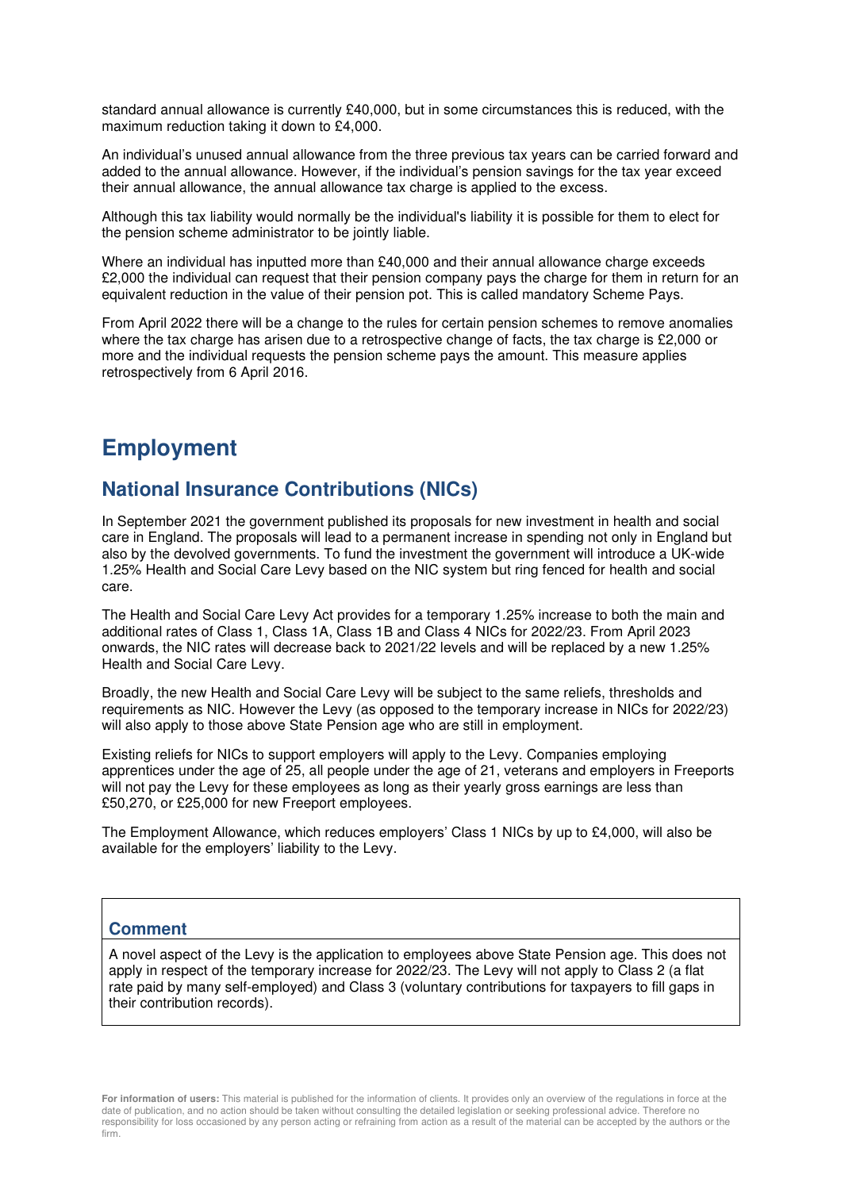standard annual allowance is currently £40,000, but in some circumstances this is reduced, with the maximum reduction taking it down to £4,000.

An individual's unused annual allowance from the three previous tax years can be carried forward and added to the annual allowance. However, if the individual's pension savings for the tax year exceed their annual allowance, the annual allowance tax charge is applied to the excess.

Although this tax liability would normally be the individual's liability it is possible for them to elect for the pension scheme administrator to be jointly liable.

Where an individual has inputted more than £40,000 and their annual allowance charge exceeds £2,000 the individual can request that their pension company pays the charge for them in return for an equivalent reduction in the value of their pension pot. This is called mandatory Scheme Pays.

From April 2022 there will be a change to the rules for certain pension schemes to remove anomalies where the tax charge has arisen due to a retrospective change of facts, the tax charge is £2,000 or more and the individual requests the pension scheme pays the amount. This measure applies retrospectively from 6 April 2016.

# Employment

## National Insurance Contributions (NICs)

In September 2021 the government published its proposals for new investment in health and social care in England. The proposals will lead to a permanent increase in spending not only in England but also by the devolved governments. To fund the investment the government will introduce a UK-wide 1.25% Health and Social Care Levy based on the NIC system but ring fenced for health and social care.

The Health and Social Care Levy Act provides for a temporary 1.25% increase to both the main and additional rates of Class 1, Class 1A, Class 1B and Class 4 NICs for 2022/23. From April 2023 onwards, the NIC rates will decrease back to 2021/22 levels and will be replaced by a new 1.25% Health and Social Care Levy.

Broadly, the new Health and Social Care Levy will be subject to the same reliefs, thresholds and requirements as NIC. However the Levy (as opposed to the temporary increase in NICs for 2022/23) will also apply to those above State Pension age who are still in employment.

Existing reliefs for NICs to support employers will apply to the Levy. Companies employing apprentices under the age of 25, all people under the age of 21, veterans and employers in Freeports will not pay the Levy for these employees as long as their yearly gross earnings are less than £50,270, or £25,000 for new Freeport employees.

The Employment Allowance, which reduces employers' Class 1 NICs by up to £4,000, will also be available for the employers' liability to the Levy.

### Comment

A novel aspect of the Levy is the application to employees above State Pension age. This does not apply in respect of the temporary increase for 2022/23. The Levy will not apply to Class 2 (a flat rate paid by many self-employed) and Class 3 (voluntary contributions for taxpayers to fill gaps in their contribution records).

**For information of users:** This material is published for the information of clients. It provides only an overview of the regulations in force at the date of publication, and no action should be taken without consulting the detailed legislation or seeking professional advice. Therefore no responsibility for loss occasioned by any person acting or refraining from action as a result of the material can be accepted by the authors or the firm.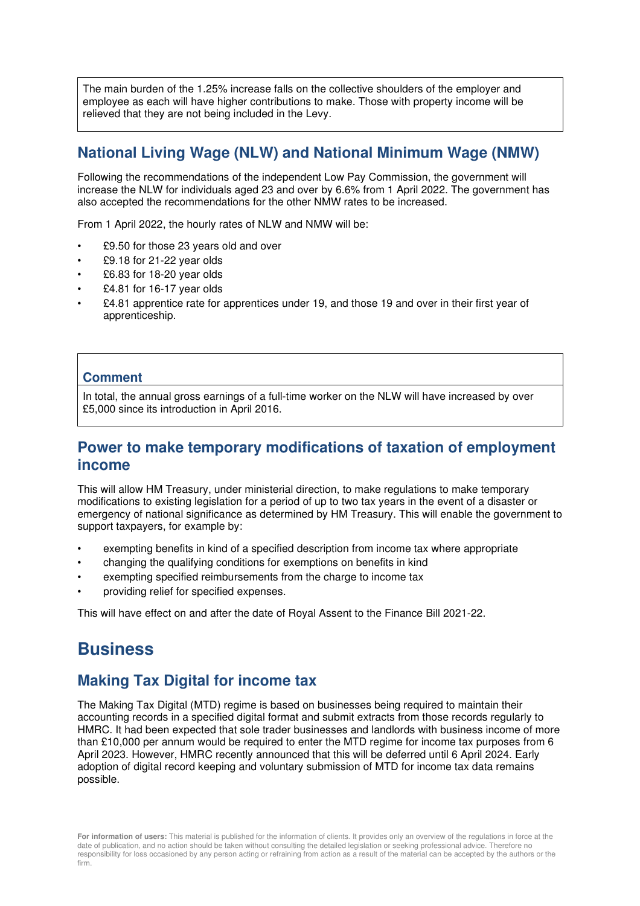The main burden of the 1.25% increase falls on the collective shoulders of the employer and employee as each will have higher contributions to make. Those with property income will be relieved that they are not being included in the Levy.

## National Living Wage (NLW) and National Minimum Wage (NMW)

Following the recommendations of the independent Low Pay Commission, the government will increase the NLW for individuals aged 23 and over by 6.6% from 1 April 2022. The government has also accepted the recommendations for the other NMW rates to be increased.

From 1 April 2022, the hourly rates of NLW and NMW will be:

- £9.50 for those 23 years old and over
- £9.18 for 21-22 year olds
- £6.83 for 18-20 year olds
- £4.81 for 16-17 year olds
- £4.81 apprentice rate for apprentices under 19, and those 19 and over in their first year of apprenticeship.

### Comment

In total, the annual gross earnings of a full-time worker on the NLW will have increased by over £5,000 since its introduction in April 2016.

## Power to make temporary modifications of taxation of employment income

This will allow HM Treasury, under ministerial direction, to make regulations to make temporary modifications to existing legislation for a period of up to two tax years in the event of a disaster or emergency of national significance as determined by HM Treasury. This will enable the government to support taxpayers, for example by:

- exempting benefits in kind of a specified description from income tax where appropriate
- changing the qualifying conditions for exemptions on benefits in kind
- exempting specified reimbursements from the charge to income tax
- providing relief for specified expenses.

This will have effect on and after the date of Royal Assent to the Finance Bill 2021-22.

# Business

## Making Tax Digital for income tax

The Making Tax Digital (MTD) regime is based on businesses being required to maintain their accounting records in a specified digital format and submit extracts from those records regularly to HMRC. It had been expected that sole trader businesses and landlords with business income of more than £10,000 per annum would be required to enter the MTD regime for income tax purposes from 6 April 2023. However, HMRC recently announced that this will be deferred until 6 April 2024. Early adoption of digital record keeping and voluntary submission of MTD for income tax data remains possible.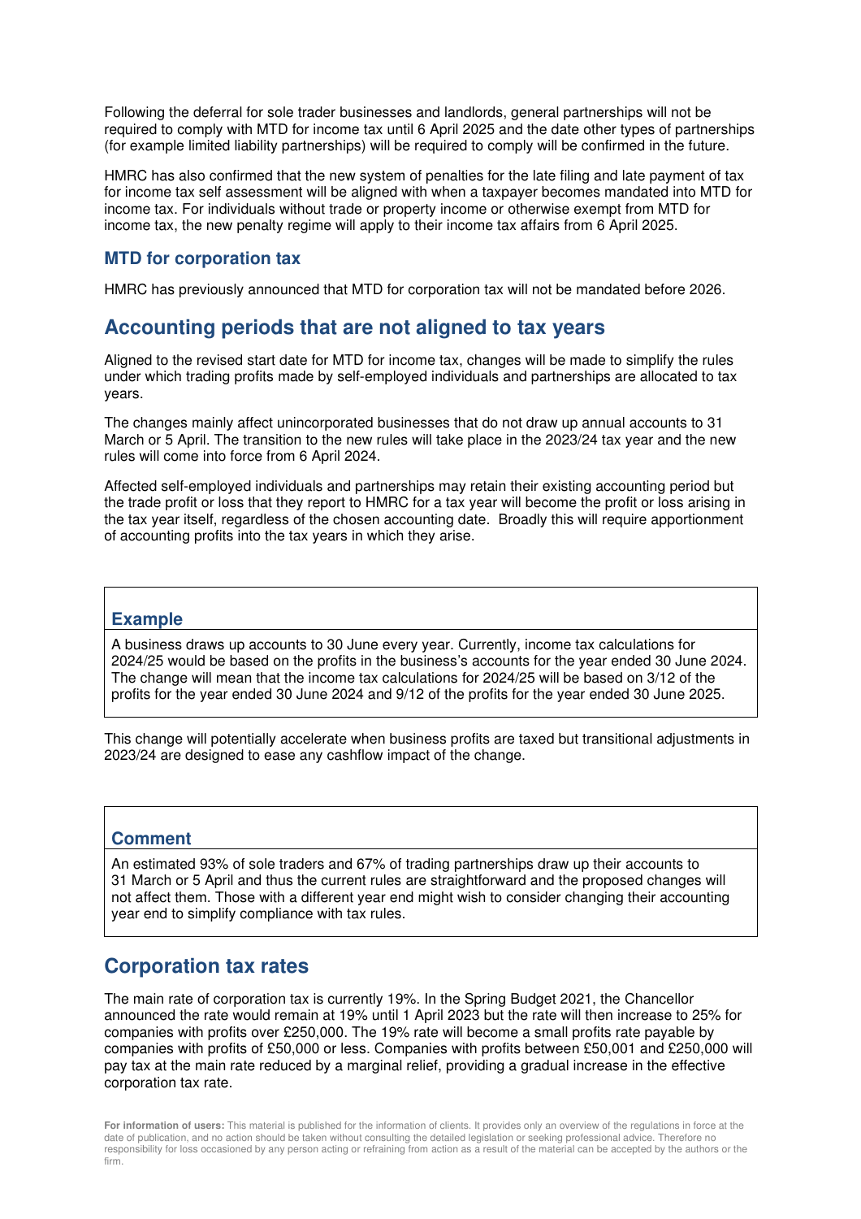Following the deferral for sole trader businesses and landlords, general partnerships will not be required to comply with MTD for income tax until 6 April 2025 and the date other types of partnerships (for example limited liability partnerships) will be required to comply will be confirmed in the future.

HMRC has also confirmed that the new system of penalties for the late filing and late payment of tax for income tax self assessment will be aligned with when a taxpayer becomes mandated into MTD for income tax. For individuals without trade or property income or otherwise exempt from MTD for income tax, the new penalty regime will apply to their income tax affairs from 6 April 2025.

### MTD for corporation tax

HMRC has previously announced that MTD for corporation tax will not be mandated before 2026.

## Accounting periods that are not aligned to tax years

Aligned to the revised start date for MTD for income tax, changes will be made to simplify the rules under which trading profits made by self-employed individuals and partnerships are allocated to tax years.

The changes mainly affect unincorporated businesses that do not draw up annual accounts to 31 March or 5 April. The transition to the new rules will take place in the 2023/24 tax year and the new rules will come into force from 6 April 2024.

Affected self-employed individuals and partnerships may retain their existing accounting period but the trade profit or loss that they report to HMRC for a tax year will become the profit or loss arising in the tax year itself, regardless of the chosen accounting date. Broadly this will require apportionment of accounting profits into the tax years in which they arise.

### Example

A business draws up accounts to 30 June every year. Currently, income tax calculations for 2024/25 would be based on the profits in the business's accounts for the year ended 30 June 2024. The change will mean that the income tax calculations for 2024/25 will be based on 3/12 of the profits for the year ended 30 June 2024 and 9/12 of the profits for the year ended 30 June 2025.

This change will potentially accelerate when business profits are taxed but transitional adjustments in 2023/24 are designed to ease any cashflow impact of the change.

### Comment

An estimated 93% of sole traders and 67% of trading partnerships draw up their accounts to 31 March or 5 April and thus the current rules are straightforward and the proposed changes will not affect them. Those with a different year end might wish to consider changing their accounting year end to simplify compliance with tax rules.

## Corporation tax rates

The main rate of corporation tax is currently 19%. In the Spring Budget 2021, the Chancellor announced the rate would remain at 19% until 1 April 2023 but the rate will then increase to 25% for companies with profits over £250,000. The 19% rate will become a small profits rate payable by companies with profits of £50,000 or less. Companies with profits between £50,001 and £250,000 will pay tax at the main rate reduced by a marginal relief, providing a gradual increase in the effective corporation tax rate.

**For information of users:** This material is published for the information of clients. It provides only an overview of the regulations in force at the date of publication, and no action should be taken without consulting the detailed legislation or seeking professional advice. Therefore no responsibility for loss occasioned by any person acting or refraining from action as a result of the material can be accepted by the authors or the firm.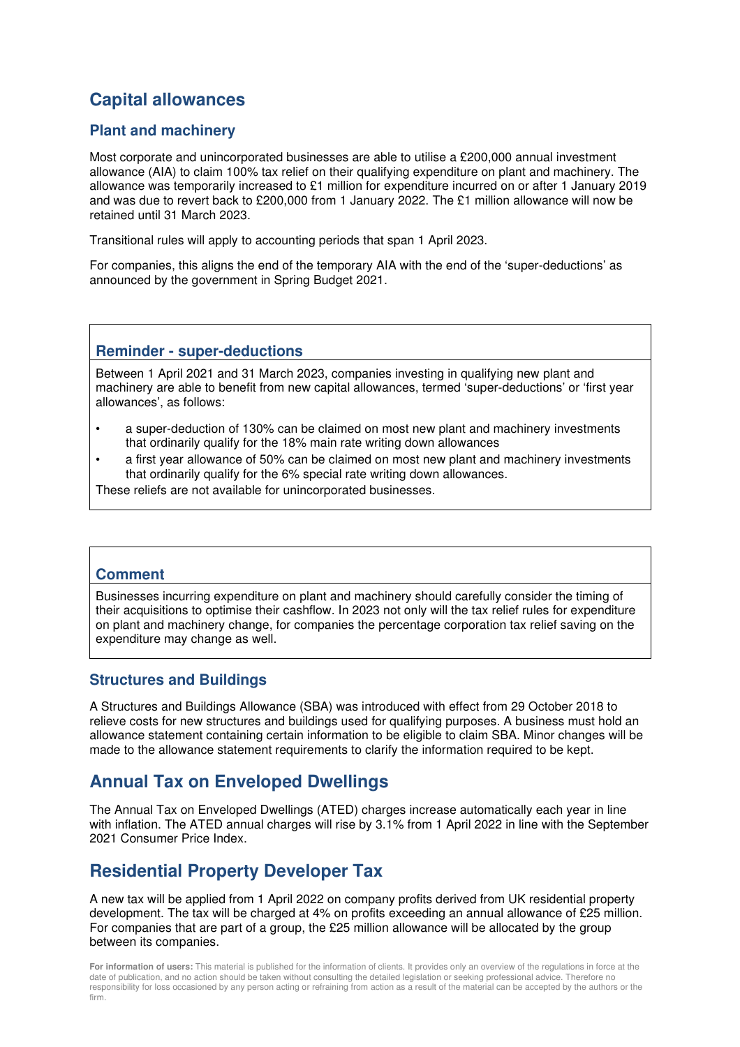# Capital allowances

## Plant and machinery

Most corporate and unincorporated businesses are able to utilise a £200,000 annual investment allowance (AIA) to claim 100% tax relief on their qualifying expenditure on plant and machinery. The allowance was temporarily increased to £1 million for expenditure incurred on or after 1 January 2019 and was due to revert back to £200,000 from 1 January 2022. The £1 million allowance will now be retained until 31 March 2023.

Transitional rules will apply to accounting periods that span 1 April 2023.

For companies, this aligns the end of the temporary AIA with the end of the 'super-deductions' as announced by the government in Spring Budget 2021.

### Reminder - super-deductions

Between 1 April 2021 and 31 March 2023, companies investing in qualifying new plant and machinery are able to benefit from new capital allowances, termed 'super-deductions' or 'first year allowances', as follows:

- a super-deduction of 130% can be claimed on most new plant and machinery investments that ordinarily qualify for the 18% main rate writing down allowances
- a first year allowance of 50% can be claimed on most new plant and machinery investments that ordinarily qualify for the 6% special rate writing down allowances.

These reliefs are not available for unincorporated businesses.

### Comment

Businesses incurring expenditure on plant and machinery should carefully consider the timing of their acquisitions to optimise their cashflow. In 2023 not only will the tax relief rules for expenditure on plant and machinery change, for companies the percentage corporation tax relief saving on the expenditure may change as well.

## Structures and Buildings

A Structures and Buildings Allowance (SBA) was introduced with effect from 29 October 2018 to relieve costs for new structures and buildings used for qualifying purposes. A business must hold an allowance statement containing certain information to be eligible to claim SBA. Minor changes will be made to the allowance statement requirements to clarify the information required to be kept.

# Annual Tax on Enveloped Dwellings

The Annual Tax on Enveloped Dwellings (ATED) charges increase automatically each year in line with inflation. The ATED annual charges will rise by 3.1% from 1 April 2022 in line with the September 2021 Consumer Price Index.

# Residential Property Developer Tax

A new tax will be applied from 1 April 2022 on company profits derived from UK residential property development. The tax will be charged at 4% on profits exceeding an annual allowance of £25 million. For companies that are part of a group, the £25 million allowance will be allocated by the group between its companies.

**For information of users:** This material is published for the information of clients. It provides only an overview of the regulations in force at the date of publication, and no action should be taken without consulting the detailed legislation or seeking professional advice. Therefore no responsibility for loss occasioned by any person acting or refraining from action as a result of the material can be accepted by the authors or the firm.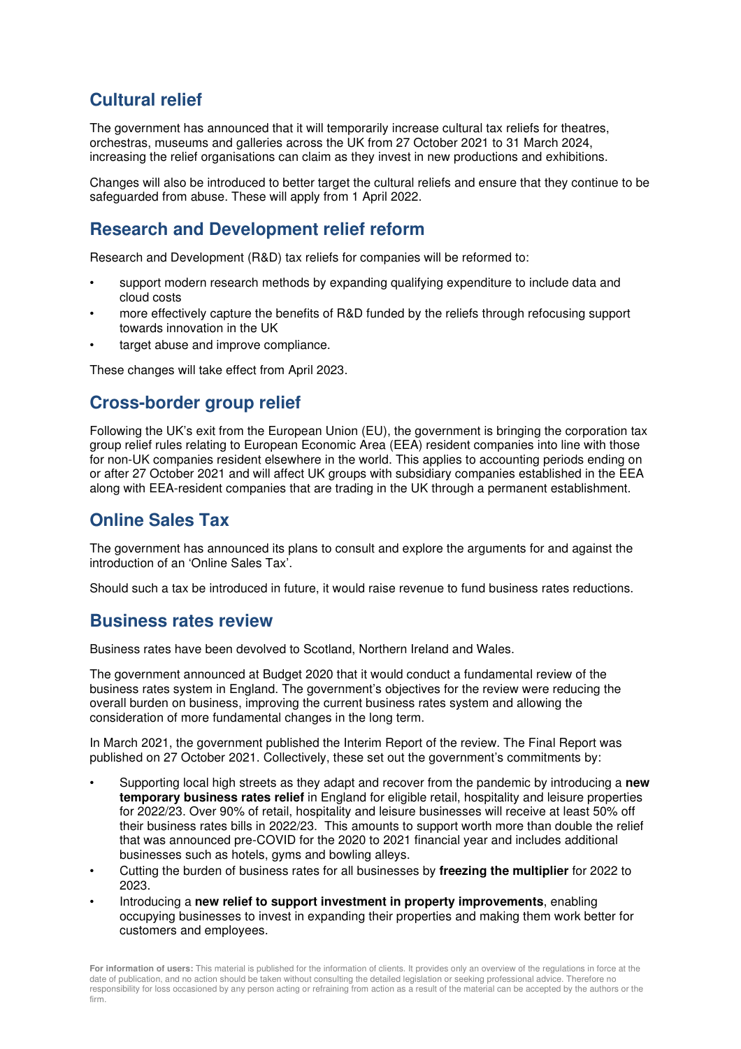## Cultural relief

The government has announced that it will temporarily increase cultural tax reliefs for theatres, orchestras, museums and galleries across the UK from 27 October 2021 to 31 March 2024, increasing the relief organisations can claim as they invest in new productions and exhibitions.

Changes will also be introduced to better target the cultural reliefs and ensure that they continue to be safeguarded from abuse. These will apply from 1 April 2022.

## Research and Development relief reform

Research and Development (R&D) tax reliefs for companies will be reformed to:

- support modern research methods by expanding qualifying expenditure to include data and cloud costs
- more effectively capture the benefits of R&D funded by the reliefs through refocusing support towards innovation in the UK
- target abuse and improve compliance.

These changes will take effect from April 2023.

## Cross-border group relief

Following the UK's exit from the European Union (EU), the government is bringing the corporation tax group relief rules relating to European Economic Area (EEA) resident companies into line with those for non-UK companies resident elsewhere in the world. This applies to accounting periods ending on or after 27 October 2021 and will affect UK groups with subsidiary companies established in the EEA along with EEA-resident companies that are trading in the UK through a permanent establishment.

## Online Sales Tax

The government has announced its plans to consult and explore the arguments for and against the introduction of an 'Online Sales Tax'.

Should such a tax be introduced in future, it would raise revenue to fund business rates reductions.

## Business rates review

Business rates have been devolved to Scotland, Northern Ireland and Wales.

The government announced at Budget 2020 that it would conduct a fundamental review of the business rates system in England. The government's objectives for the review were reducing the overall burden on business, improving the current business rates system and allowing the consideration of more fundamental changes in the long term.

In March 2021, the government published the Interim Report of the review. The Final Report was published on 27 October 2021. Collectively, these set out the government's commitments by:

- Supporting local high streets as they adapt and recover from the pandemic by introducing a **new temporary business rates relief** in England for eligible retail, hospitality and leisure properties for 2022/23. Over 90% of retail, hospitality and leisure businesses will receive at least 50% off their business rates bills in 2022/23. This amounts to support worth more than double the relief that was announced pre-COVID for the 2020 to 2021 financial year and includes additional businesses such as hotels, gyms and bowling alleys.
- Cutting the burden of business rates for all businesses by **freezing the multiplier** for 2022 to 2023.
- Introducing a **new relief to support investment in property improvements**, enabling occupying businesses to invest in expanding their properties and making them work better for customers and employees.

**For information of users:** This material is published for the information of clients. It provides only an overview of the regulations in force at the date of publication, and no action should be taken without consulting the detailed legislation or seeking professional advice. Therefore no responsibility for loss occasioned by any person acting or refraining from action as a result of the material can be accepted by the authors or the firm.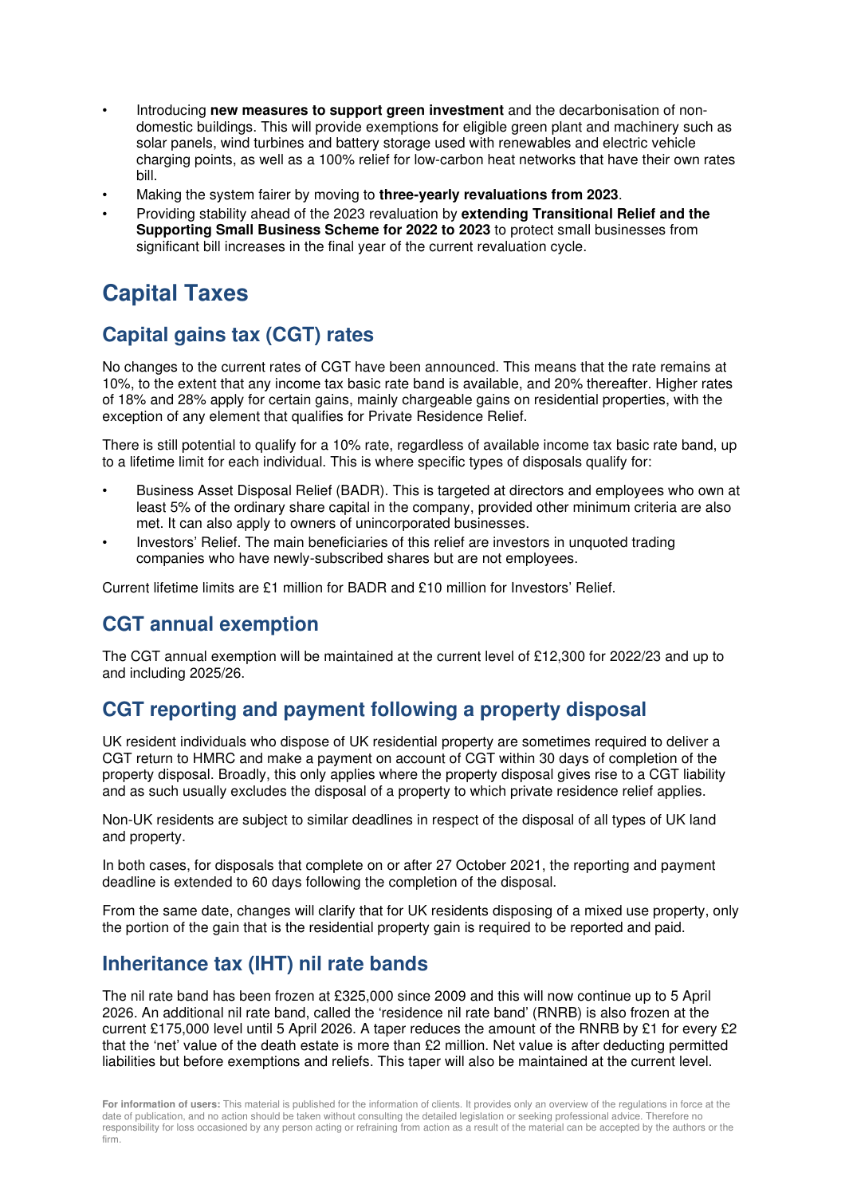- Introducing **new measures to support green investment** and the decarbonisation of non-domestic buildings. This will provide exemptions for eligible green plant and machinery such as solar panels, wind turbines and battery storage used with renewables and electric vehicle charging points, as well as a 100% relief for low-carbon heat networks that have their own rates bill.
- Making the system fairer by moving to **three-yearly revaluations from 2023**.
- Providing stability ahead of the 2023 revaluation by **extending Transitional Relief and the Supporting Small Business Scheme for 2022 to 2023** to protect small businesses from significant bill increases in the final year of the current revaluation cycle.

# Capital Taxes

## Capital gains tax (CGT) rates

No changes to the current rates of CGT have been announced. This means that the rate remains at 10%, to the extent that any income tax basic rate band is available, and 20% thereafter. Higher rates of 18% and 28% apply for certain gains, mainly chargeable gains on residential properties, with the exception of any element that qualifies for Private Residence Relief.

There is still potential to qualify for a 10% rate, regardless of available income tax basic rate band, up to a lifetime limit for each individual. This is where specific types of disposals qualify for:

- Business Asset Disposal Relief (BADR). This is targeted at directors and employees who own at least 5% of the ordinary share capital in the company, provided other minimum criteria are also met. It can also apply to owners of unincorporated businesses.
- Investors' Relief. The main beneficiaries of this relief are investors in unquoted trading companies who have newly-subscribed shares but are not employees.

Current lifetime limits are £1 million for BADR and £10 million for Investors' Relief.

## CGT annual exemption

The CGT annual exemption will be maintained at the current level of £12,300 for 2022/23 and up to and including 2025/26.

## CGT reporting and payment following a property disposal

UK resident individuals who dispose of UK residential property are sometimes required to deliver a CGT return to HMRC and make a payment on account of CGT within 30 days of completion of the property disposal. Broadly, this only applies where the property disposal gives rise to a CGT liability and as such usually excludes the disposal of a property to which private residence relief applies.

Non-UK residents are subject to similar deadlines in respect of the disposal of all types of UK land and property.

In both cases, for disposals that complete on or after 27 October 2021, the reporting and payment deadline is extended to 60 days following the completion of the disposal.

From the same date, changes will clarify that for UK residents disposing of a mixed use property, only the portion of the gain that is the residential property gain is required to be reported and paid.

## Inheritance tax (IHT) nil rate bands

The nil rate band has been frozen at £325,000 since 2009 and this will now continue up to 5 April 2026. An additional nil rate band, called the 'residence nil rate band' (RNRB) is also frozen at the current £175,000 level until 5 April 2026. A taper reduces the amount of the RNRB by £1 for every £2 that the 'net' value of the death estate is more than £2 million. Net value is after deducting permitted liabilities but before exemptions and reliefs. This taper will also be maintained at the current level.

**For information of users:** This material is published for the information of clients. It provides only an overview of the regulations in force at the date of publication, and no action should be taken without consulting the detailed legislation or seeking professional advice. Therefore no responsibility for loss occasioned by any person acting or refraining from action as a result of the material can be accepted by the authors or the firm.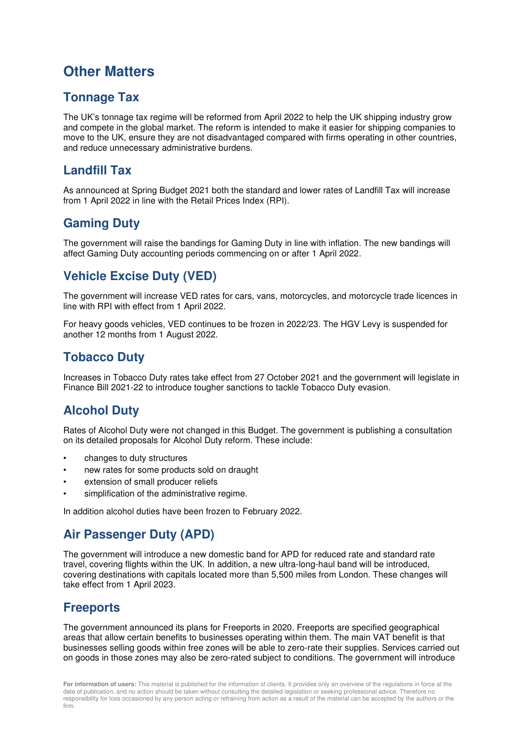# Other Matters

## Tonnage Tax

The UK's tonnage tax regime will be reformed from April 2022 to help the UK shipping industry grow and compete in the global market. The reform is intended to make it easier for shipping companies to move to the UK, ensure they are not disadvantaged compared with firms operating in other countries, and reduce unnecessary administrative burdens.

## Landfill Tax

As announced at Spring Budget 2021 both the standard and lower rates of Landfill Tax will increase from 1 April 2022 in line with the Retail Prices Index (RPI).

## Gaming Duty

The government will raise the bandings for Gaming Duty in line with inflation. The new bandings will affect Gaming Duty accounting periods commencing on or after 1 April 2022.

## Vehicle Excise Duty (VED)

The government will increase VED rates for cars, vans, motorcycles, and motorcycle trade licences in line with RPI with effect from 1 April 2022.

For heavy goods vehicles, VED continues to be frozen in 2022/23. The HGV Levy is suspended for another 12 months from 1 August 2022.

## Tobacco Duty

Increases in Tobacco Duty rates take effect from 27 October 2021 and the government will legislate in Finance Bill 2021-22 to introduce tougher sanctions to tackle Tobacco Duty evasion.

## Alcohol Duty

Rates of Alcohol Duty were not changed in this Budget. The government is publishing a consultation on its detailed proposals for Alcohol Duty reform. These include:

- changes to duty structures
- new rates for some products sold on draught
- extension of small producer reliefs
- simplification of the administrative regime.

In addition alcohol duties have been frozen to February 2022.

## Air Passenger Duty (APD)

The government will introduce a new domestic band for APD for reduced rate and standard rate travel, covering flights within the UK. In addition, a new ultra-long-haul band will be introduced, covering destinations with capitals located more than 5,500 miles from London. These changes will take effect from 1 April 2023.

## Freeports

The government announced its plans for Freeports in 2020. Freeports are specified geographical areas that allow certain benefits to businesses operating within them. The main VAT benefit is that businesses selling goods within free zones will be able to zero-rate their supplies. Services carried out on goods in those zones may also be zero-rated subject to conditions. The government will introduce

**For information of users:** This material is published for the information of clients. It provides only an overview of the regulations in force at the date of publication, and no action should be taken without consulting the detailed legislation or seeking professional advice. Therefore no responsibility for loss occasioned by any person acting or refraining from action as a result of the material can be accepted by the authors or the firm.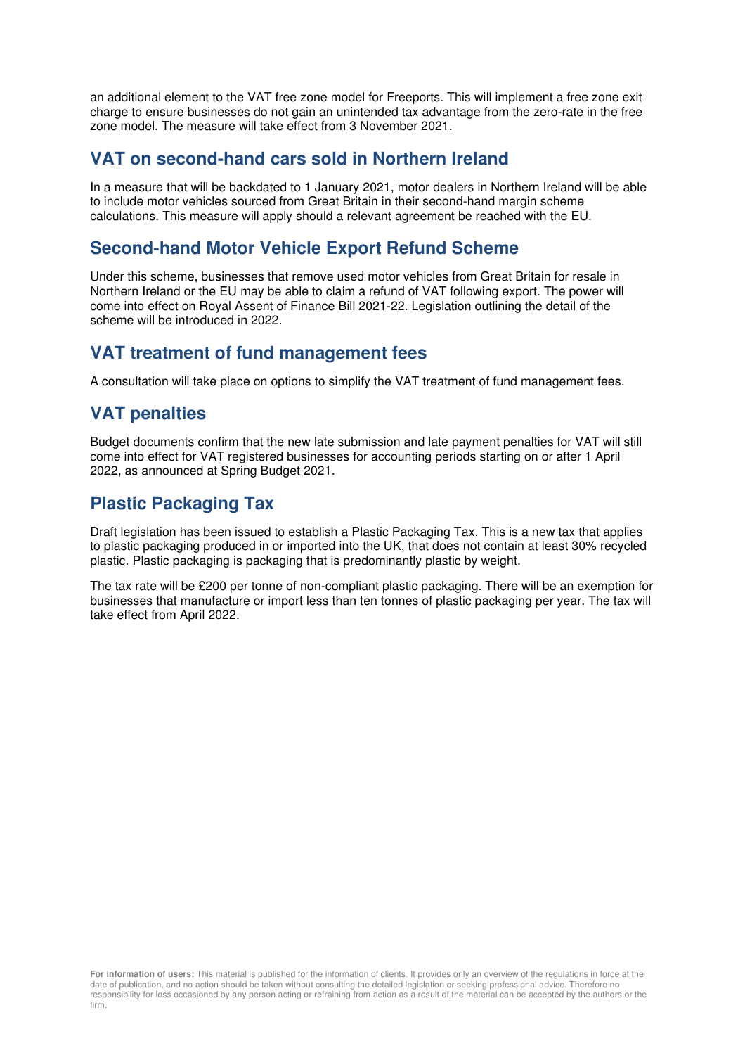an additional element to the VAT free zone model for Freeports. This will implement a free zone exit charge to ensure businesses do not gain an unintended tax advantage from the zero-rate in the free zone model. The measure will take effect from 3 November 2021.

## VAT on second-hand cars sold in Northern Ireland

In a measure that will be backdated to 1 January 2021, motor dealers in Northern Ireland will be able to include motor vehicles sourced from Great Britain in their second-hand margin scheme calculations. This measure will apply should a relevant agreement be reached with the EU.

## Second-hand Motor Vehicle Export Refund Scheme

Under this scheme, businesses that remove used motor vehicles from Great Britain for resale in Northern Ireland or the EU may be able to claim a refund of VAT following export. The power will come into effect on Royal Assent of Finance Bill 2021-22. Legislation outlining the detail of the scheme will be introduced in 2022.

## VAT treatment of fund management fees

A consultation will take place on options to simplify the VAT treatment of fund management fees.

## VAT penalties

Budget documents confirm that the new late submission and late payment penalties for VAT will still come into effect for VAT registered businesses for accounting periods starting on or after 1 April 2022, as announced at Spring Budget 2021.

## Plastic Packaging Tax

Draft legislation has been issued to establish a Plastic Packaging Tax. This is a new tax that applies to plastic packaging produced in or imported into the UK, that does not contain at least 30% recycled plastic. Plastic packaging is packaging that is predominantly plastic by weight.

The tax rate will be £200 per tonne of non-compliant plastic packaging. There will be an exemption for businesses that manufacture or import less than ten tonnes of plastic packaging per year. The tax will take effect from April 2022.

**For information of users:** This material is published for the information of clients. It provides only an overview of the regulations in force at the date of publication, and no action should be taken without consulting the detailed legislation or seeking professional advice. Therefore no responsibility for loss occasioned by any person acting or refraining from action as a result of the material can be accepted by the authors or the firm.